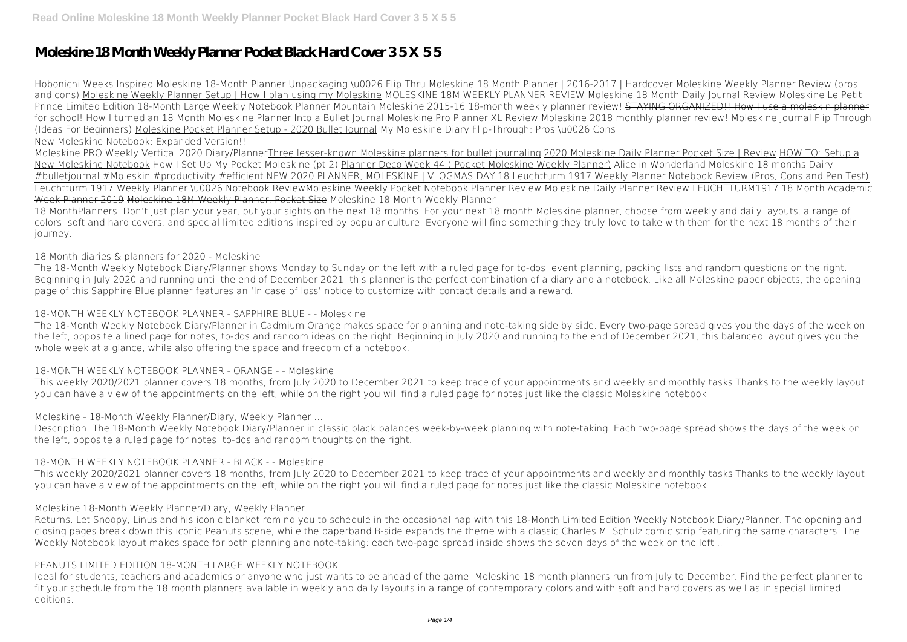# Moleskine 18 Month Weekly Planner Pocket Black Hard Cover 3 5 X 5 5

Hobonichi Weeks Inspired Moleskine 18-Month Planner Unpackaging \u0026 Flip Thru Moleskine 18 Month Planner | 2016-2017 | Hardcover Moleskine Weekly Planner Review (pros and cons) Moleskine Weekly Planner Setup | How I plan using my Moleskine MOLESKINE 18M WEEKLY PLANNER REVIEW Moleskine 18 Month Daily Journal Review Moleskine Le Petit Prince Limited Edition 18-Month Large Weekly Notebook Planner Mountain Moleskine 2015-16 18-month weekly planner review! STAYING ORGANIZED!! How I use a moleskin planner for school! How I turned an 18 Month Moleskine Planner Into a Bullet Journal Moleskine Pro Planner XL Review Moleskine 2018 monthly planner review! Moleskine Journal Flip Through (Ideas For Beginners) Moleskine Pocket Planner Setup - 2020 Bullet Journal My Moleskine Diary Flip-Through: Pros \u0026 Cons

New Moleskine Notebook: Expanded Version!!

Moleskine PRO Weekly Vertical 2020 Diary/PlannerThree lesser-known Moleskine planners for bullet journaling 2020 Moleskine Daily Planner Pocket Size | Review HOW TO: Setup a New Moleskine Notebook How I Set Up My Pocket Moleskine (pt 2) Planner Deco Week 44 ( Pocket Moleskine Weekly Planner) Alice in Wonderland Moleskine 18 months Dairy #bulletjournal #Moleskin #productivity #efficient NEW 2020 PLANNER, MOLESKINE | VLOGMAS DAY 18 Leuchtturm 1917 Weekly Planner Notebook Review (Pros, Cons and Pen Test) Leuchtturm 1917 Weekly Planner \u0026 Notebook ReviewMoleskine Weekly Pocket Notebook Planner Review Moleskine Daily Planner Review LEUCHTTURM1917 18 Month Academic Week Planner 2019 Moleskine 18M Weekly Planner, Pocket Size Moleskine 18 Month Weekly Planner

18 MonthPlanners. Don't just plan your year, put your sights on the next 18 months. For your next 18 month Moleskine planner, choose from weekly and daily layouts, a range of colors, soft and hard covers, and special limited editions inspired by popular culture. Everyone will find something they truly love to take with them for the next 18 months of their journey.

**18 Month diaries & planners for 2020 - Moleskine**

The 18-Month Weekly Notebook Diary/Planner shows Monday to Sunday on the left with a ruled page for to-dos, event planning, packing lists and random questions on the right. Beginning in July 2020 and running until the end of December 2021, this planner is the perfect combination of a diary and a notebook. Like all Moleskine paper objects, the opening page of this Sapphire Blue planner features an 'In case of loss' notice to customize with contact details and a reward.

**18-MONTH WEEKLY NOTEBOOK PLANNER - SAPPHIRE BLUE - - Moleskine**

The 18-Month Weekly Notebook Diary/Planner in Cadmium Orange makes space for planning and note-taking side by side. Every two-page spread gives you the days of the week on the left, opposite a lined page for notes, to-dos and random ideas on the right. Beginning in July 2020 and running to the end of December 2021, this balanced layout gives you the whole week at a glance, while also offering the space and freedom of a notebook.

**18-MONTH WEEKLY NOTEBOOK PLANNER - ORANGE - - Moleskine**

This weekly 2020/2021 planner covers 18 months, from July 2020 to December 2021 to keep trace of your appointments and weekly and monthly tasks Thanks to the weekly layout you can have a view of the appointments on the left, while on the right you will find a ruled page for notes just like the classic Moleskine notebook

**Moleskine - 18-Month Weekly Planner/Diary, Weekly Planner ...**

Description. The 18-Month Weekly Notebook Diary/Planner in classic black balances week-by-week planning with note-taking. Each two-page spread shows the days of the week on the left, opposite a ruled page for notes, to-dos and random thoughts on the right.

**18-MONTH WEEKLY NOTEBOOK PLANNER - BLACK - - Moleskine**

This weekly 2020/2021 planner covers 18 months, from July 2020 to December 2021 to keep trace of your appointments and weekly and monthly tasks Thanks to the weekly layout you can have a view of the appointments on the left, while on the right you will find a ruled page for notes just like the classic Moleskine notebook

**Moleskine 18-Month Weekly Planner/Diary, Weekly Planner ...**

Returns. Let Snoopy, Linus and his iconic blanket remind you to schedule in the occasional nap with this 18-Month Limited Edition Weekly Notebook Diary/Planner. The opening and closing pages break down this iconic Peanuts scene, while the paperband B-side expands the theme with a classic Charles M. Schulz comic strip featuring the same characters. The Weekly Notebook layout makes space for both planning and note-taking: each two-page spread inside shows the seven days of the week on the left ...

**PEANUTS LIMITED EDITION 18-MONTH LARGE WEEKLY NOTEBOOK ...**

Ideal for students, teachers and academics or anyone who just wants to be ahead of the game, Moleskine 18 month planners run from July to December. Find the perfect planner to fit your schedule from the 18 month planners available in weekly and daily layouts in a range of contemporary colors and with soft and hard covers as well as in special limited editions.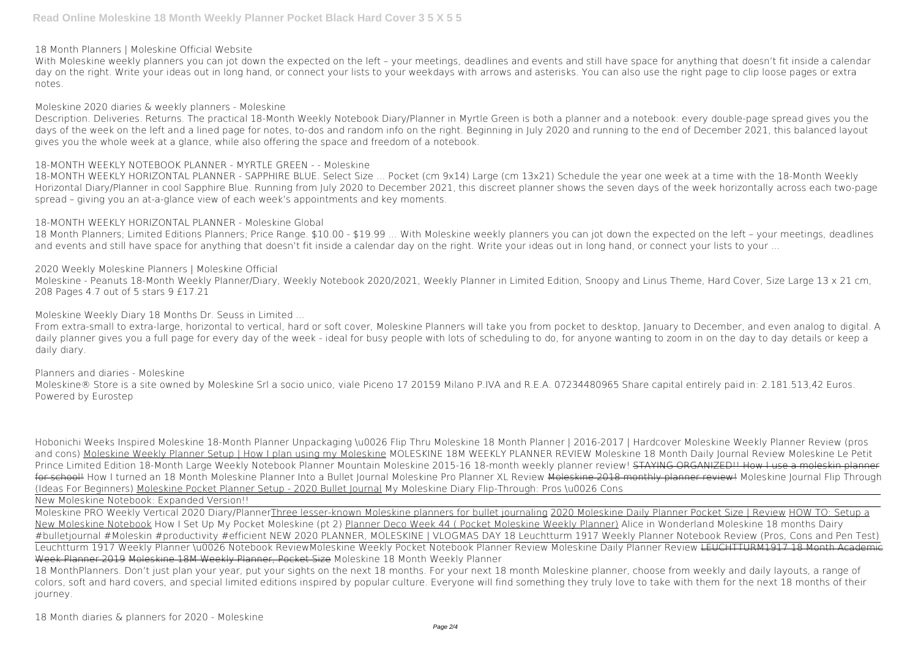**18 Month Planners | Moleskine Official Website**

With Moleskine weekly planners you can jot down the expected on the left – your meetings, deadlines and events and still have space for anything that doesn't fit inside a calendar day on the right. Write your ideas out in long hand, or connect your lists to your weekdays with arrows and asterisks. You can also use the right page to clip loose pages or extra notes.

**Moleskine 2020 diaries & weekly planners - Moleskine**

Description. Deliveries. Returns. The practical 18-Month Weekly Notebook Diary/Planner in Myrtle Green is both a planner and a notebook: every double-page spread gives you the days of the week on the left and a lined page for notes, to-dos and random info on the right. Beginning in July 2020 and running to the end of December 2021, this balanced layout gives you the whole week at a glance, while also offering the space and freedom of a notebook.

**18-MONTH WEEKLY NOTEBOOK PLANNER - MYRTLE GREEN - - Moleskine**

18-MONTH WEEKLY HORIZONTAL PLANNER - SAPPHIRE BLUE. Select Size ... Pocket (cm 9x14) Large (cm 13x21) Schedule the year one week at a time with the 18-Month Weekly Horizontal Diary/Planner in cool Sapphire Blue. Running from July 2020 to December 2021, this discreet planner shows the seven days of the week horizontally across each two-page spread – giving you an at-a-glance view of each week's appointments and key moments.

**18-MONTH WEEKLY HORIZONTAL PLANNER - Moleskine Global**

18 Month Planners; Limited Editions Planners; Price Range. $10.00 - $19.99 ... With Moleskine weekly planners you can jot down the expected on the left – your meetings, deadlines and events and still have space for anything that doesn't fit inside a calendar day on the right. Write your ideas out in long hand, or connect your lists to your ...

**2020 Weekly Moleskine Planners | Moleskine Official**

Moleskine - Peanuts 18-Month Weekly Planner/Diary, Weekly Notebook 2020/2021, Weekly Planner in Limited Edition, Snoopy and Linus Theme, Hard Cover, Size Large 13 x 21 cm, 208 Pages 4.7 out of 5 stars 9 £17.21

**Moleskine Weekly Diary 18 Months Dr. Seuss in Limited ...**

From extra-small to extra-large, horizontal to vertical, hard or soft cover, Moleskine Planners will take you from pocket to desktop, January to December, and even analog to digital. A daily planner gives you a full page for every day of the week - ideal for busy people with lots of scheduling to do, for anyone wanting to zoom in on the day to day details or keep a daily diary.

**Planners and diaries - Moleskine**

Moleskine® Store is a site owned by Moleskine Srl a socio unico, viale Piceno 17 20159 Milano P.IVA and R.E.A. 07234480965 Share capital entirely paid in: 2.181.513,42 Euros. Powered by Eurostep

Hobonichi Weeks Inspired Moleskine 18-Month Planner Unpackaging \u0026 Flip Thru Moleskine 18 Month Planner | 2016-2017 | Hardcover Moleskine Weekly Planner Review (pros and cons) Moleskine Weekly Planner Setup | How I plan using my Moleskine MOLESKINE 18M WEEKLY PLANNER REVIEW Moleskine 18 Month Daily Journal Review Moleskine Le Petit Prince Limited Edition 18-Month Large Weekly Notebook Planner Mountain Moleskine 2015-16 18-month weekly planner review! ~~STAYING ORGANIZED!! How I use a moleskin planner for school!~~ How I turned an 18 Month Moleskine Planner Into a Bullet Journal Moleskine Pro Planner XL Review ~~Moleskine 2018 monthly planner review!~~ Moleskine Journal Flip Through (Ideas For Beginners) Moleskine Pocket Planner Setup - 2020 Bullet Journal My Moleskine Diary Flip-Through: Pros \u0026 Cons

New Moleskine Notebook: Expanded Version!!

Moleskine PRO Weekly Vertical 2020 Diary/Planner Three lesser-known Moleskine planners for bullet journaling 2020 Moleskine Daily Planner Pocket Size | Review HOW TO: Setup a New Moleskine Notebook How I Set Up My Pocket Moleskine (pt 2) Planner Deco Week 44 ( Pocket Moleskine Weekly Planner) Alice in Wonderland Moleskine 18 months Dairy #bulletjournal #Moleskin #productivity #efficient NEW 2020 PLANNER, MOLESKINE | VLOGMAS DAY 18 Leuchtturm 1917 Weekly Planner Notebook Review (Pros, Cons and Pen Test)

Leuchtturm 1917 Weekly Planner \u0026 Notebook Review Moleskine Weekly Pocket Notebook Planner Review Moleskine Daily Planner Review ~~LEUCHTTURM1917 18 Month Academic Week Planner 2019~~ ~~Moleskine 18M Weekly Planner, Pocket Size~~ **Moleskine 18 Month Weekly Planner**

18 MonthPlanners. Don't just plan your year, put your sights on the next 18 months. For your next 18 month Moleskine planner, choose from weekly and daily layouts, a range of colors, soft and hard covers, and special limited editions inspired by popular culture. Everyone will find something they truly love to take with them for the next 18 months of their journey.

**18 Month diaries & planners for 2020 - Moleskine**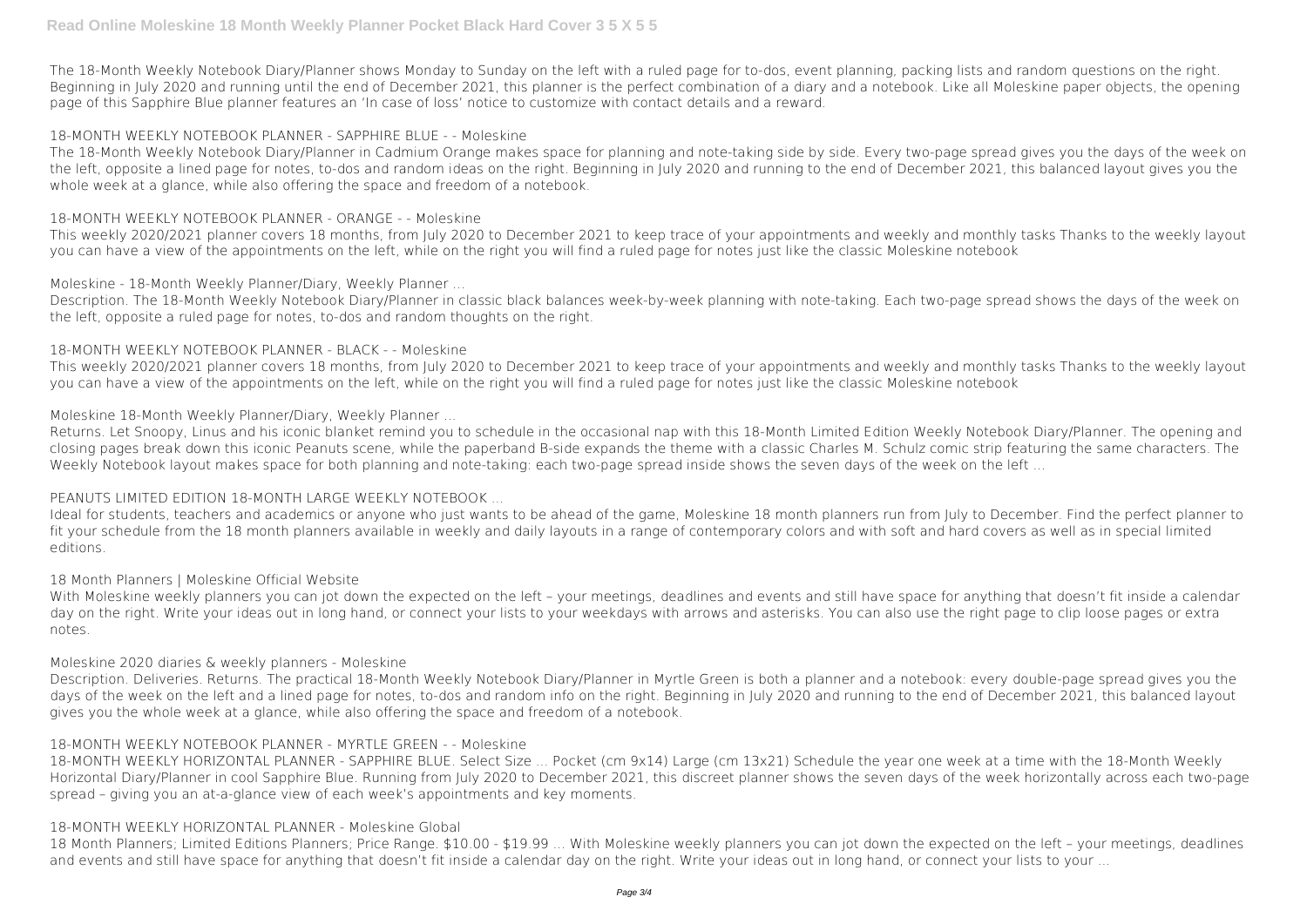The 18-Month Weekly Notebook Diary/Planner shows Monday to Sunday on the left with a ruled page for to-dos, event planning, packing lists and random questions on the right. Beginning in July 2020 and running until the end of December 2021, this planner is the perfect combination of a diary and a notebook. Like all Moleskine paper objects, the opening page of this Sapphire Blue planner features an 'In case of loss' notice to customize with contact details and a reward.

**18-MONTH WEEKLY NOTEBOOK PLANNER - SAPPHIRE BLUE - - Moleskine**

The 18-Month Weekly Notebook Diary/Planner in Cadmium Orange makes space for planning and note-taking side by side. Every two-page spread gives you the days of the week on the left, opposite a lined page for notes, to-dos and random ideas on the right. Beginning in July 2020 and running to the end of December 2021, this balanced layout gives you the whole week at a glance, while also offering the space and freedom of a notebook.

**18-MONTH WEEKLY NOTEBOOK PLANNER - ORANGE - - Moleskine**

This weekly 2020/2021 planner covers 18 months, from July 2020 to December 2021 to keep trace of your appointments and weekly and monthly tasks Thanks to the weekly layout you can have a view of the appointments on the left, while on the right you will find a ruled page for notes just like the classic Moleskine notebook

**Moleskine - 18-Month Weekly Planner/Diary, Weekly Planner ...**

Description. The 18-Month Weekly Notebook Diary/Planner in classic black balances week-by-week planning with note-taking. Each two-page spread shows the days of the week on the left, opposite a ruled page for notes, to-dos and random thoughts on the right.

**18-MONTH WEEKLY NOTEBOOK PLANNER - BLACK - - Moleskine**

This weekly 2020/2021 planner covers 18 months, from July 2020 to December 2021 to keep trace of your appointments and weekly and monthly tasks Thanks to the weekly layout you can have a view of the appointments on the left, while on the right you will find a ruled page for notes just like the classic Moleskine notebook

**Moleskine 18-Month Weekly Planner/Diary, Weekly Planner ...**

Returns. Let Snoopy, Linus and his iconic blanket remind you to schedule in the occasional nap with this 18-Month Limited Edition Weekly Notebook Diary/Planner. The opening and closing pages break down this iconic Peanuts scene, while the paperband B-side expands the theme with a classic Charles M. Schulz comic strip featuring the same characters. The Weekly Notebook layout makes space for both planning and note-taking: each two-page spread inside shows the seven days of the week on the left ...

**PEANUTS LIMITED EDITION 18-MONTH LARGE WEEKLY NOTEBOOK ...**

Ideal for students, teachers and academics or anyone who just wants to be ahead of the game, Moleskine 18 month planners run from July to December. Find the perfect planner to fit your schedule from the 18 month planners available in weekly and daily layouts in a range of contemporary colors and with soft and hard covers as well as in special limited editions.

**18 Month Planners | Moleskine Official Website**

With Moleskine weekly planners you can jot down the expected on the left – your meetings, deadlines and events and still have space for anything that doesn't fit inside a calendar day on the right. Write your ideas out in long hand, or connect your lists to your weekdays with arrows and asterisks. You can also use the right page to clip loose pages or extra notes.

**Moleskine 2020 diaries & weekly planners - Moleskine**

Description. Deliveries. Returns. The practical 18-Month Weekly Notebook Diary/Planner in Myrtle Green is both a planner and a notebook: every double-page spread gives you the days of the week on the left and a lined page for notes, to-dos and random info on the right. Beginning in July 2020 and running to the end of December 2021, this balanced layout gives you the whole week at a glance, while also offering the space and freedom of a notebook.

**18-MONTH WEEKLY NOTEBOOK PLANNER - MYRTLE GREEN - - Moleskine**

18-MONTH WEEKLY HORIZONTAL PLANNER - SAPPHIRE BLUE. Select Size ... Pocket (cm 9x14) Large (cm 13x21) Schedule the year one week at a time with the 18-Month Weekly Horizontal Diary/Planner in cool Sapphire Blue. Running from July 2020 to December 2021, this discreet planner shows the seven days of the week horizontally across each two-page spread – giving you an at-a-glance view of each week's appointments and key moments.

**18-MONTH WEEKLY HORIZONTAL PLANNER - Moleskine Global**

18 Month Planners; Limited Editions Planners; Price Range. $10.00 - $19.99 ... With Moleskine weekly planners you can jot down the expected on the left – your meetings, deadlines and events and still have space for anything that doesn't fit inside a calendar day on the right. Write your ideas out in long hand, or connect your lists to your ...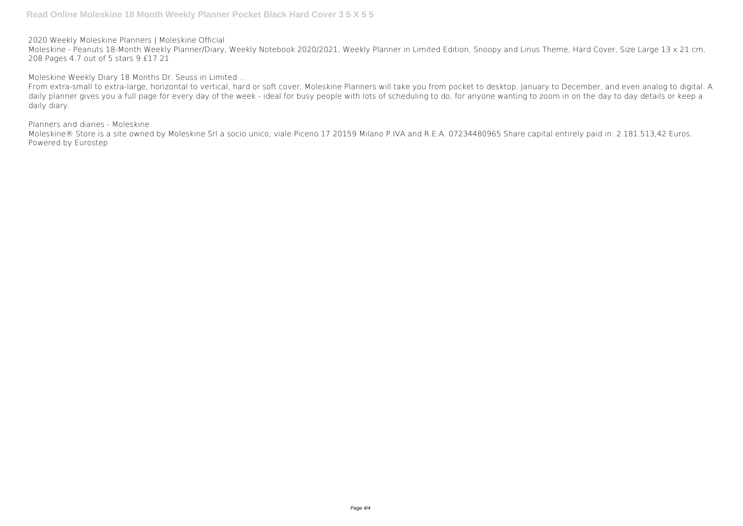2020 Weekly Moleskine Planners | Moleskine Official

Moleskine - Peanuts 18-Month Weekly Planner/Diary, Weekly Notebook 2020/2021, Weekly Planner in Limited Edition, Snoopy and Linus Theme, Hard Cover, Size Large 13 x 21 cm, 208 Pages 4.7 out of 5 stars 9 £17.21

Moleskine Weekly Diary 18 Months Dr. Seuss in Limited ...

From extra-small to extra-large, horizontal to vertical, hard or soft cover, Moleskine Planners will take you from pocket to desktop, January to December, and even analog to digital. A daily planner gives you a full page for every day of the week - ideal for busy people with lots of scheduling to do, for anyone wanting to zoom in on the day to day details or keep a daily diary.

Planners and diaries - Moleskine

Moleskine® Store is a site owned by Moleskine Srl a socio unico, viale Piceno 17 20159 Milano P.IVA and R.E.A. 07234480965 Share capital entirely paid in: 2.181.513,42 Euros. Powered by Eurostep